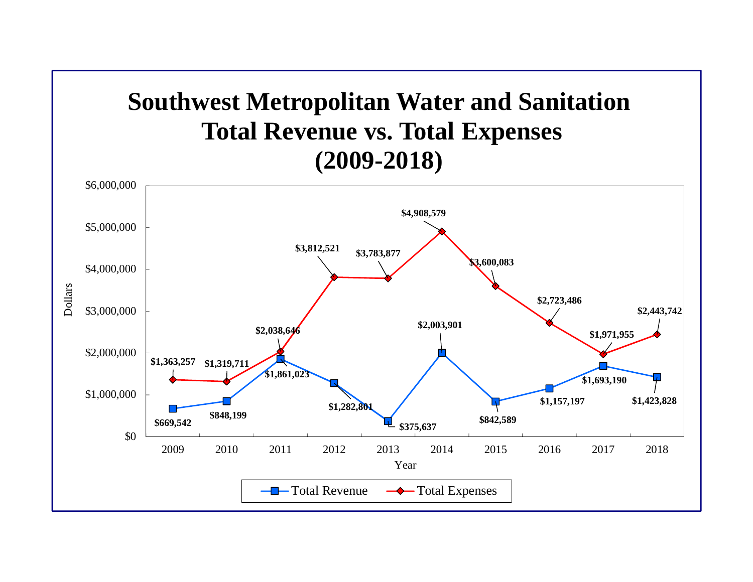# Southwest Metropolitan Water and Sanitation Total Revenue vs. Total Expenses (2009-2018)

| Year | Total Revenue | Total Expenses |
|---|---|---|
| 2009 | $669,542 | $1,363,257 |
| 2010 | $848,199 | $1,319,711 |
| 2011 | $1,861,023 | $2,038,646 |
| 2012 | $1,282,801 | $3,812,521 |
| 2013 | $375,637 | $3,783,877 |
| 2014 | $2,003,901 | $4,908,579 |
| 2015 | $842,589 | $3,600,083 |
| 2016 | $1,157,197 | $2,723,486 |
| 2017 | $1,693,190 | $1,971,955 |
| 2018 | $1,423,828 | $2,443,742 |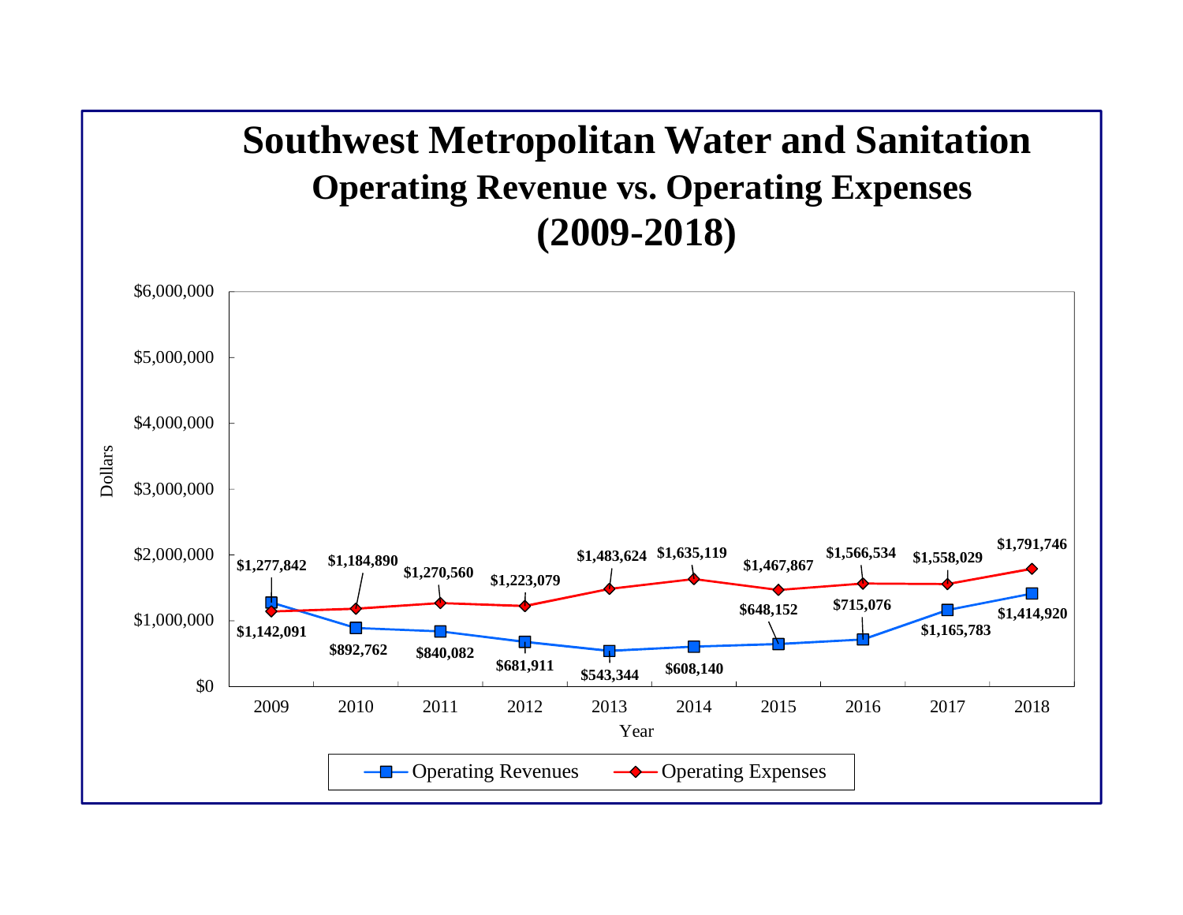# Southwest Metropolitan Water and Sanitation

## Operating Revenue vs. Operating Expenses

## (2009-2018)

| Year | Operating Revenues | Operating Expenses |
|---|---|---|
| 2009 | $1,277,842 | $1,142,091 |
| 2010 | $892,762 | $1,184,890 |
| 2011 | $840,082 | $1,270,560 |
| 2012 | $681,911 | $1,223,079 |
| 2013 | $543,344 | $1,483,624 |
| 2014 | $608,140 | $1,635,119 |
| 2015 | $648,152 | $1,467,867 |
| 2016 | $715,076 | $1,566,534 |
| 2017 | $1,165,783 | $1,558,029 |
| 2018 | $1,414,920 | $1,791,746 |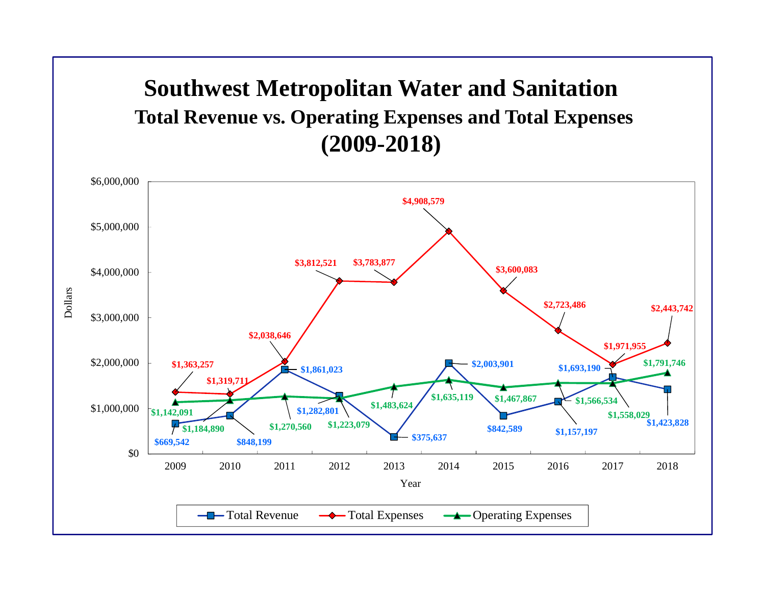# Southwest Metropolitan Water and Sanitation

## Total Revenue vs. Operating Expenses and Total Expenses (2009-2018)

| Year | Total Revenue | Total Expenses | Operating Expenses |
|---|---|---|---|
| 2009 | $669,542 | $1,363,257 | $1,142,091 |
| 2010 | $848,199 | $1,319,711 | $1,184,890 |
| 2011 | $1,861,023 | $2,038,646 | $1,270,560 |
| 2012 | $1,282,801 | $3,812,521 | $1,223,079 |
| 2013 | $375,637 | $3,783,877 | $1,483,624 |
| 2014 | $2,003,901 | $4,908,579 | $1,635,119 |
| 2015 | $842,589 | $3,600,083 | $1,467,867 |
| 2016 | $1,157,197 | $2,723,486 | $1,566,534 |
| 2017 | $1,693,190 | $1,971,955 | $1,558,029 |
| 2018 | $1,423,828 | $2,443,742 | $1,791,746 |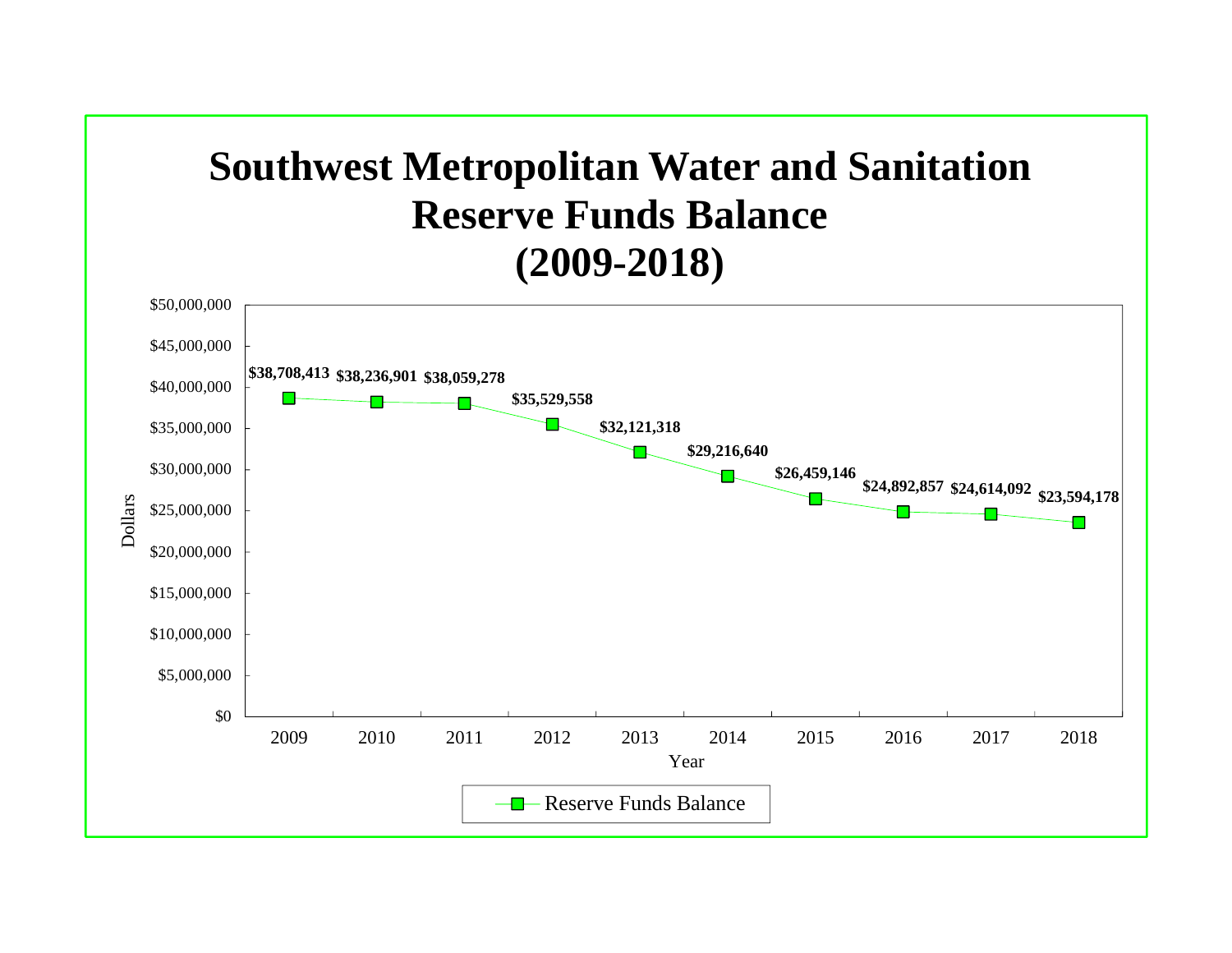# Southwest Metropolitan Water and Sanitation Reserve Funds Balance (2009-2018)

$50,000,000
$45,000,000
$40,000,000
$35,000,000
$30,000,000
$25,000,000
$20,000,000
$15,000,000
$10,000,000
$5,000,000
$0

Dollars

$38,708,413
$38,236,901
$38,059,278
$35,529,558
$32,121,318
$29,216,640
$26,459,146
$24,892,857
$24,614,092
$23,594,178

2009 2010 2011 2012 2013 2014 2015 2016 2017 2018

Year

Reserve Funds Balance